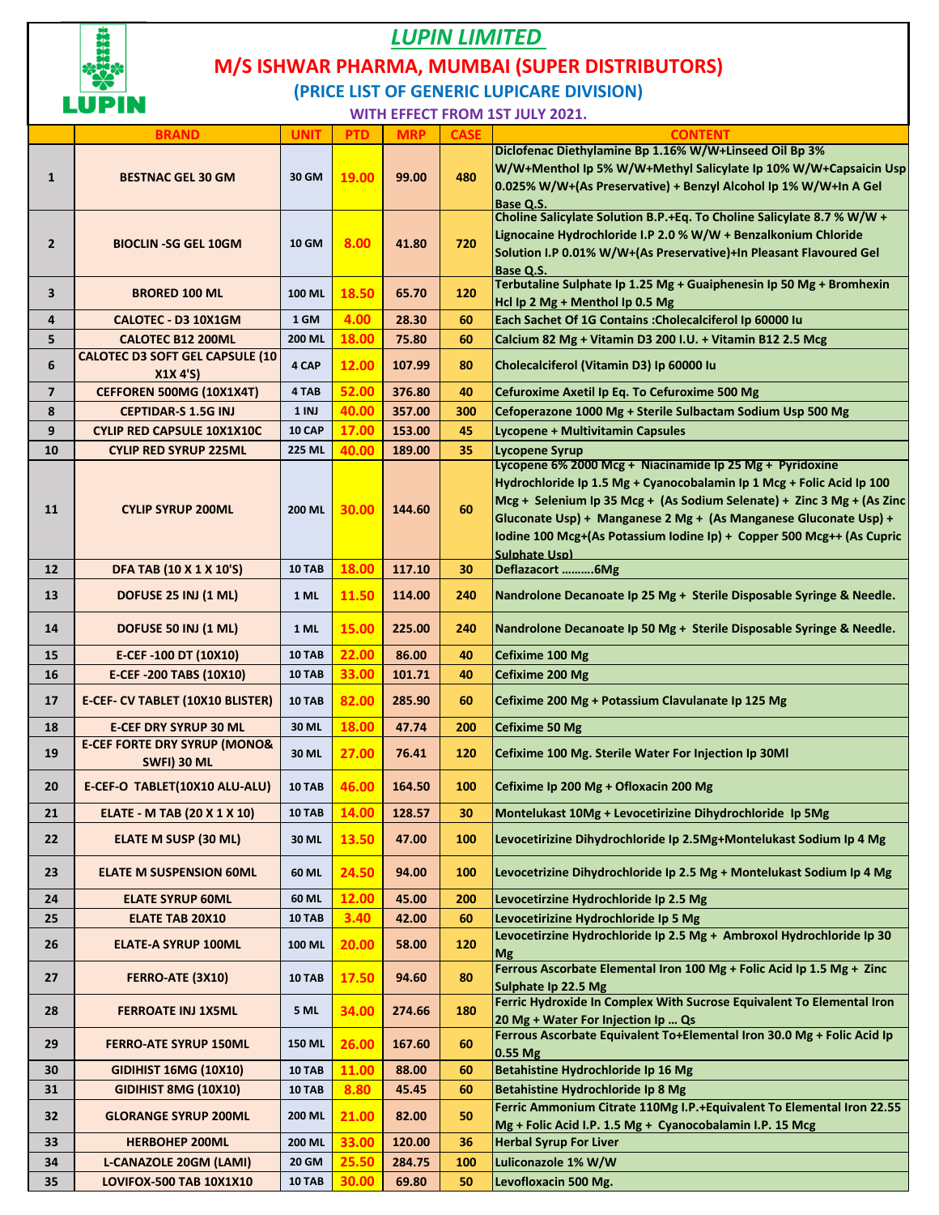# LUPIN LIMITED

## M/S ISHWAR PHARMA, MUMBAI (SUPER DISTRIBUTORS)

### (PRICE LIST OF GENERIC LUPICARE DIVISION)

**WITH EFFECT FROM 1ST JULY 2021.**

| | BRAND | UNIT | PTD | MRP | CASE | CONTENT |
|---|---|---|---|---|---|---|
| 1 | BESTNAC GEL 30 GM | 30 GM | 19.00 | 99.00 | 480 | Diclofenac Diethylamine Bp 1.16% W/W+Linseed Oil Bp 3% W/W+Menthol Ip 5% W/W+Methyl Salicylate Ip 10% W/W+Capsaicin Usp 0.025% W/W+(As Preservative) + Benzyl Alcohol Ip 1% W/W+In A Gel Base Q.S. |
| 2 | BIOCLIN -SG GEL 10GM | 10 GM | 8.00 | 41.80 | 720 | Choline Salicylate Solution B.P.+Eq. To Choline Salicylate 8.7 % W/W + Lignocaine Hydrochloride I.P 2.0 % W/W + Benzalkonium Chloride Solution I.P 0.01% W/W+(As Preservative)+In Pleasant Flavoured Gel Base Q.S. |
| 3 | BRORED 100 ML | 100 ML | 18.50 | 65.70 | 120 | Terbutaline Sulphate Ip 1.25 Mg + Guaiphenesin Ip 50 Mg + Bromhexin Hcl Ip 2 Mg + Menthol Ip 0.5 Mg |
| 4 | CALOTEC - D3 10X1GM | 1 GM | 4.00 | 28.30 | 60 | Each Sachet Of 1G Contains :Cholecalciferol Ip 60000 Iu |
| 5 | CALOTEC B12 200ML | 200 ML | 18.00 | 75.80 | 60 | Calcium 82 Mg + Vitamin D3 200 I.U. + Vitamin B12 2.5 Mcg |
| 6 | CALOTEC D3 SOFT GEL CAPSULE (10 X1X 4'S) | 4 CAP | 12.00 | 107.99 | 80 | Cholecalciferol (Vitamin D3) Ip 60000 Iu |
| 7 | CEFFOREN 500MG (10X1X4T) | 4 TAB | 52.00 | 376.80 | 40 | Cefuroxime Axetil Ip Eq. To Cefuroxime 500 Mg |
| 8 | CEPTIDAR-S 1.5G INJ | 1 INJ | 40.00 | 357.00 | 300 | Cefoperazone 1000 Mg + Sterile Sulbactam Sodium Usp 500 Mg |
| 9 | CYLIP RED CAPSULE 10X1X10C | 10 CAP | 17.00 | 153.00 | 45 | Lycopene + Multivitamin Capsules |
| 10 | CYLIP RED SYRUP 225ML | 225 ML | 40.00 | 189.00 | 35 | Lycopene Syrup |
| 11 | CYLIP SYRUP 200ML | 200 ML | 30.00 | 144.60 | 60 | Lycopene 6% 2000 Mcg + Niacinamide Ip 25 Mg + Pyridoxine Hydrochloride Ip 1.5 Mg + Cyanocobalamin Ip 1 Mcg + Folic Acid Ip 100 Mcg + Selenium Ip 35 Mcg + (As Sodium Selenate) + Zinc 3 Mg + (As Zinc Gluconate Usp) + Manganese 2 Mg + (As Manganese Gluconate Usp) + Iodine 100 Mcg+(As Potassium Iodine Ip) + Copper 500 Mcg++ (As Cupric Sulphate Usp) |
| 12 | DFA TAB (10 X 1 X 10'S) | 10 TAB | 18.00 | 117.10 | 30 | Deflazacort ……….6Mg |
| 13 | DOFUSE 25 INJ (1 ML) | 1 ML | 11.50 | 114.00 | 240 | Nandrolone Decanoate Ip 25 Mg + Sterile Disposable Syringe & Needle. |
| 14 | DOFUSE 50 INJ (1 ML) | 1 ML | 15.00 | 225.00 | 240 | Nandrolone Decanoate Ip 50 Mg + Sterile Disposable Syringe & Needle. |
| 15 | E-CEF -100 DT (10X10) | 10 TAB | 22.00 | 86.00 | 40 | Cefixime 100 Mg |
| 16 | E-CEF -200 TABS (10X10) | 10 TAB | 33.00 | 101.71 | 40 | Cefixime 200 Mg |
| 17 | E-CEF- CV TABLET (10X10 BLISTER) | 10 TAB | 82.00 | 285.90 | 60 | Cefixime 200 Mg + Potassium Clavulanate Ip 125 Mg |
| 18 | E-CEF DRY SYRUP 30 ML | 30 ML | 18.00 | 47.74 | 200 | Cefixime 50 Mg |
| 19 | E-CEF FORTE DRY SYRUP (MONO& SWFI) 30 ML | 30 ML | 27.00 | 76.41 | 120 | Cefixime 100 Mg. Sterile Water For Injection Ip 30Ml |
| 20 | E-CEF-O TABLET(10X10 ALU-ALU) | 10 TAB | 46.00 | 164.50 | 100 | Cefixime Ip 200 Mg + Ofloxacin 200 Mg |
| 21 | ELATE - M TAB (20 X 1 X 10) | 10 TAB | 14.00 | 128.57 | 30 | Montelukast 10Mg + Levocetirizine Dihydrochloride Ip 5Mg |
| 22 | ELATE M SUSP (30 ML) | 30 ML | 13.50 | 47.00 | 100 | Levocetirizine Dihydrochloride Ip 2.5Mg+Montelukast Sodium Ip 4 Mg |
| 23 | ELATE M SUSPENSION 60ML | 60 ML | 24.50 | 94.00 | 100 | Levocetrizine Dihydrochloride Ip 2.5 Mg + Montelukast Sodium Ip 4 Mg |
| 24 | ELATE SYRUP 60ML | 60 ML | 12.00 | 45.00 | 200 | Levocetirzine Hydrochloride Ip 2.5 Mg |
| 25 | ELATE TAB 20X10 | 10 TAB | 3.40 | 42.00 | 60 | Levocetirizine Hydrochloride Ip 5 Mg |
| 26 | ELATE-A SYRUP 100ML | 100 ML | 20.00 | 58.00 | 120 | Levocetirzine Hydrochloride Ip 2.5 Mg + Ambroxol Hydrochloride Ip 30 Mg |
| 27 | FERRO-ATE (3X10) | 10 TAB | 17.50 | 94.60 | 80 | Ferrous Ascorbate Elemental Iron 100 Mg + Folic Acid Ip 1.5 Mg + Zinc Sulphate Ip 22.5 Mg |
| 28 | FERROATE INJ 1X5ML | 5 ML | 34.00 | 274.66 | 180 | Ferric Hydroxide In Complex With Sucrose Equivalent To Elemental Iron 20 Mg + Water For Injection Ip … Qs |
| 29 | FERRO-ATE SYRUP 150ML | 150 ML | 26.00 | 167.60 | 60 | Ferrous Ascorbate Equivalent To+Elemental Iron 30.0 Mg + Folic Acid Ip 0.55 Mg |
| 30 | GIDIHIST 16MG (10X10) | 10 TAB | 11.00 | 88.00 | 60 | Betahistine Hydrochloride Ip 16 Mg |
| 31 | GIDIHIST 8MG (10X10) | 10 TAB | 8.80 | 45.45 | 60 | Betahistine Hydrochloride Ip 8 Mg |
| 32 | GLORANGE SYRUP 200ML | 200 ML | 21.00 | 82.00 | 50 | Ferric Ammonium Citrate 110Mg I.P.+Equivalent To Elemental Iron 22.55 Mg + Folic Acid I.P. 1.5 Mg + Cyanocobalamin I.P. 15 Mcg |
| 33 | HERBOHEP 200ML | 200 ML | 33.00 | 120.00 | 36 | Herbal Syrup For Liver |
| 34 | L-CANAZOLE 20GM (LAMI) | 20 GM | 25.50 | 284.75 | 100 | Luliconazole 1% W/W |
| 35 | LOVIFOX-500 TAB 10X1X10 | 10 TAB | 30.00 | 69.80 | 50 | Levofloxacin 500 Mg. |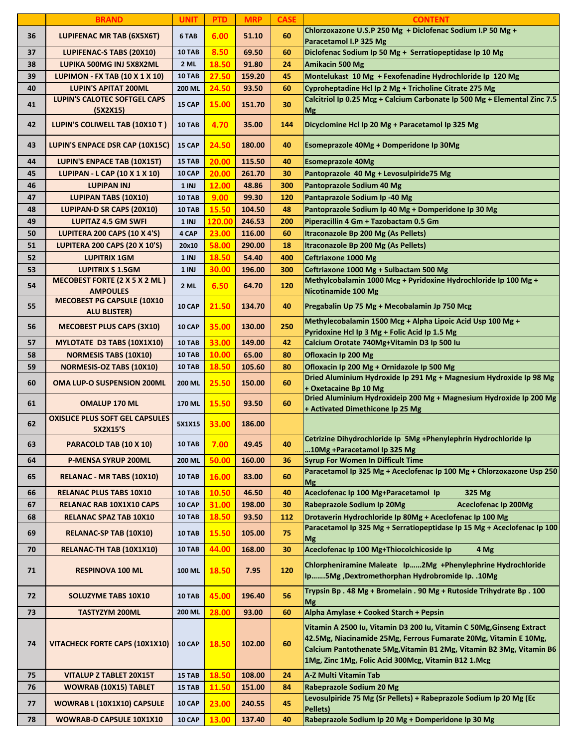|  | BRAND | UNIT | PTD | MRP | CASE | CONTENT |
|---|---|---|---|---|---|---|
| 36 | LUPIFENAC MR TAB (6X5X6T) | 6 TAB | 6.00 | 51.10 | 60 | Chlorzoxazone U.S.P 250 Mg + Diclofenac Sodium I.P 50 Mg + Paracetamol I.P 325 Mg |
| 37 | LUPIFENAC-S TABS (20X10) | 10 TAB | 8.50 | 69.50 | 60 | Diclofenac Sodium Ip 50 Mg + Serratiopeptidase Ip 10 Mg |
| 38 | LUPIKA 500MG INJ 5X8X2ML | 2 ML | 18.50 | 91.80 | 24 | Amikacin 500 Mg |
| 39 | LUPIMON - FX TAB (10 X 1 X 10) | 10 TAB | 27.50 | 159.20 | 45 | Montelukast 10 Mg + Fexofenadine Hydrochloride Ip 120 Mg |
| 40 | LUPIN'S APITAT 200ML | 200 ML | 24.50 | 93.50 | 60 | Cyproheptadine Hcl Ip 2 Mg + Tricholine Citrate 275 Mg |
| 41 | LUPIN'S CALOTEC SOFTGEL CAPS (5X2X15) | 15 CAP | 15.00 | 151.70 | 30 | Calcitriol Ip 0.25 Mcg + Calcium Carbonate Ip 500 Mg + Elemental Zinc 7.5 Mg |
| 42 | LUPIN'S COLIWELL TAB (10X10 T ) | 10 TAB | 4.70 | 35.00 | 144 | Dicyclomine Hcl Ip 20 Mg + Paracetamol Ip 325 Mg |
| 43 | LUPIN'S ENPACE DSR CAP (10X15C) | 15 CAP | 24.50 | 180.00 | 40 | Esomeprazole 40Mg + Domperidone Ip 30Mg |
| 44 | LUPIN'S ENPACE TAB (10X15T) | 15 TAB | 20.00 | 115.50 | 40 | Esomeprazole 40Mg |
| 45 | LUPIPAN - L CAP (10 X 1 X 10) | 10 CAP | 20.00 | 261.70 | 30 | Pantoprazole 40 Mg + Levosulpiride75 Mg |
| 46 | LUPIPAN INJ | 1 INJ | 12.00 | 48.86 | 300 | Pantoprazole Sodium 40 Mg |
| 47 | LUPIPAN TABS (10X10) | 10 TAB | 9.00 | 99.30 | 120 | Pantaprazole Sodium Ip -40 Mg |
| 48 | LUPIPAN-D SR CAPS (20X10) | 10 TAB | 15.50 | 104.50 | 48 | Pantoprazole Sodium Ip 40 Mg + Domperidone Ip 30 Mg |
| 49 | LUPITAZ 4.5 GM SWFI | 1 INJ | 120.00 | 246.53 | 200 | Piperacillin 4 Gm + Tazobactam 0.5 Gm |
| 50 | LUPITERA 200 CAPS (10 X 4'S) | 4 CAP | 23.00 | 116.00 | 60 | Itraconazole Bp 200 Mg (As Pellets) |
| 51 | LUPITERA 200 CAPS (20 X 10'S) | 20x10 | 58.00 | 290.00 | 18 | Itraconazole Bp 200 Mg (As Pellets) |
| 52 | LUPITRIX 1GM | 1 INJ | 18.50 | 54.40 | 400 | Ceftriaxone 1000 Mg |
| 53 | LUPITRIX S 1.5GM | 1 INJ | 30.00 | 196.00 | 300 | Ceftriaxone 1000 Mg + Sulbactam 500 Mg |
| 54 | MECOBEST FORTE (2 X 5 X 2 ML ) AMPOULES | 2 ML | 6.50 | 64.70 | 120 | Methylcobalamin 1000 Mcg + Pyridoxine Hydrochloride Ip 100 Mg + Nicotinamide 100 Mg |
| 55 | MECOBEST PG CAPSULE (10X10 ALU BLISTER) | 10 CAP | 21.50 | 134.70 | 40 | Pregabalin Up 75 Mg + Mecobalamin Jp 750 Mcg |
| 56 | MECOBEST PLUS CAPS (3X10) | 10 CAP | 35.00 | 130.00 | 250 | Methylecobalamin 1500 Mcg + Alpha Lipoic Acid Usp 100 Mg + Pyridoxine Hcl Ip 3 Mg + Folic Acid Ip 1.5 Mg |
| 57 | MYLOTATE D3 TABS (10X1X10) | 10 TAB | 33.00 | 149.00 | 42 | Calcium Orotate 740Mg+Vitamin D3 Ip 500 Iu |
| 58 | NORMESIS TABS (10X10) | 10 TAB | 10.00 | 65.00 | 80 | Ofloxacin Ip 200 Mg |
| 59 | NORMESIS-OZ TABS (10X10) | 10 TAB | 18.50 | 105.60 | 80 | Ofloxacin Ip 200 Mg + Ornidazole Ip 500 Mg |
| 60 | OMA LUP-O SUSPENSION 200ML | 200 ML | 25.50 | 150.00 | 60 | Dried Aluminium Hydroxide Ip 291 Mg + Magnesium Hydroxide Ip 98 Mg + Oxetacaine Bp 10 Mg |
| 61 | OMALUP 170 ML | 170 ML | 15.50 | 93.50 | 60 | Dried Aluminium Hydroxideip 200 Mg + Magnesium Hydroxide Ip 200 Mg + Activated Dimethicone Ip 25 Mg |
| 62 | OXISLICE PLUS SOFT GEL CAPSULES 5X2X15'S | 5X1X15 | 33.00 | 186.00 | | |
| 63 | PARACOLD TAB (10 X 10) | 10 TAB | 7.00 | 49.45 | 40 | Cetrizine Dihydrochloride Ip 5Mg +Phenylephrin Hydrochloride Ip …10Mg +Paracetamol Ip 325 Mg |
| 64 | P-MENSA SYRUP 200ML | 200 ML | 50.00 | 160.00 | 36 | Syrup For Women In Difficult Time |
| 65 | RELANAC - MR TABS (10X10) | 10 TAB | 16.00 | 83.00 | 60 | Paracetamol Ip 325 Mg + Aceclofenac Ip 100 Mg + Chlorzoxazone Usp 250 Mg |
| 66 | RELANAC PLUS TABS 10X10 | 10 TAB | 10.50 | 46.50 | 40 | Aceclofenac Ip 100 Mg+Paracetamol Ip 325 Mg |
| 67 | RELANAC RAB 10X1X10 CAPS | 10 CAP | 31.00 | 198.00 | 30 | Rabeprazole Sodium Ip 20Mg Aceclofenac Ip 200Mg |
| 68 | RELANAC SPAZ TAB 10X10 | 10 TAB | 18.50 | 93.50 | 112 | Drotaverin Hydrochloride Ip 80Mg + Aceclofenac Ip 100 Mg |
| 69 | RELANAC-SP TAB (10X10) | 10 TAB | 15.50 | 105.00 | 75 | Paracetamol Ip 325 Mg + Serratiopeptidase Ip 15 Mg + Aceclofenac Ip 100 Mg |
| 70 | RELANAC-TH TAB (10X1X10) | 10 TAB | 44.00 | 168.00 | 30 | Aceclofenac Ip 100 Mg+Thiocolchicoside Ip 4 Mg |
| 71 | RESPINOVA 100 ML | 100 ML | 18.50 | 7.95 | 120 | Chlorpheniramine Maleate Ip……2Mg +Phenylephrine Hydrochloride Ip…….5Mg ,Dextromethorphan Hydrobromide Ip. .10Mg |
| 72 | SOLUZYME TABS 10X10 | 10 TAB | 45.00 | 196.40 | 56 | Trypsin Bp . 48 Mg + Bromelain . 90 Mg + Rutoside Trihydrate Bp . 100 Mg |
| 73 | TASTYZYM 200ML | 200 ML | 28.00 | 93.00 | 60 | Alpha Amylase + Cooked Starch + Pepsin |
| 74 | VITACHECK FORTE CAPS (10X1X10) | 10 CAP | 18.50 | 102.00 | 60 | Vitamin A 2500 Iu, Vitamin D3 200 Iu, Vitamin C 50Mg,Ginseng Extract 42.5Mg, Niacinamide 25Mg, Ferrous Fumarate 20Mg, Vitamin E 10Mg, Calcium Pantothenate 5Mg,Vitamin B1 2Mg, Vitamin B2 3Mg, Vitamin B6 1Mg, Zinc 1Mg, Folic Acid 300Mcg, Vitamin B12 1.Mcg |
| 75 | VITALUP Z TABLET 20X15T | 15 TAB | 18.50 | 108.00 | 24 | A-Z Multi Vitamin Tab |
| 76 | WOWRAB (10X15) TABLET | 15 TAB | 11.50 | 151.00 | 84 | Rabeprazole Sodium 20 Mg |
| 77 | WOWRAB L (10X1X10) CAPSULE | 10 CAP | 23.00 | 240.55 | 45 | Levosulpiride 75 Mg (Sr Pellets) + Rabeprazole Sodium Ip 20 Mg (Ec Pellets) |
| 78 | WOWRAB-D CAPSULE 10X1X10 | 10 CAP | 13.00 | 137.40 | 40 | Rabeprazole Sodium Ip 20 Mg + Domperidone Ip 30 Mg |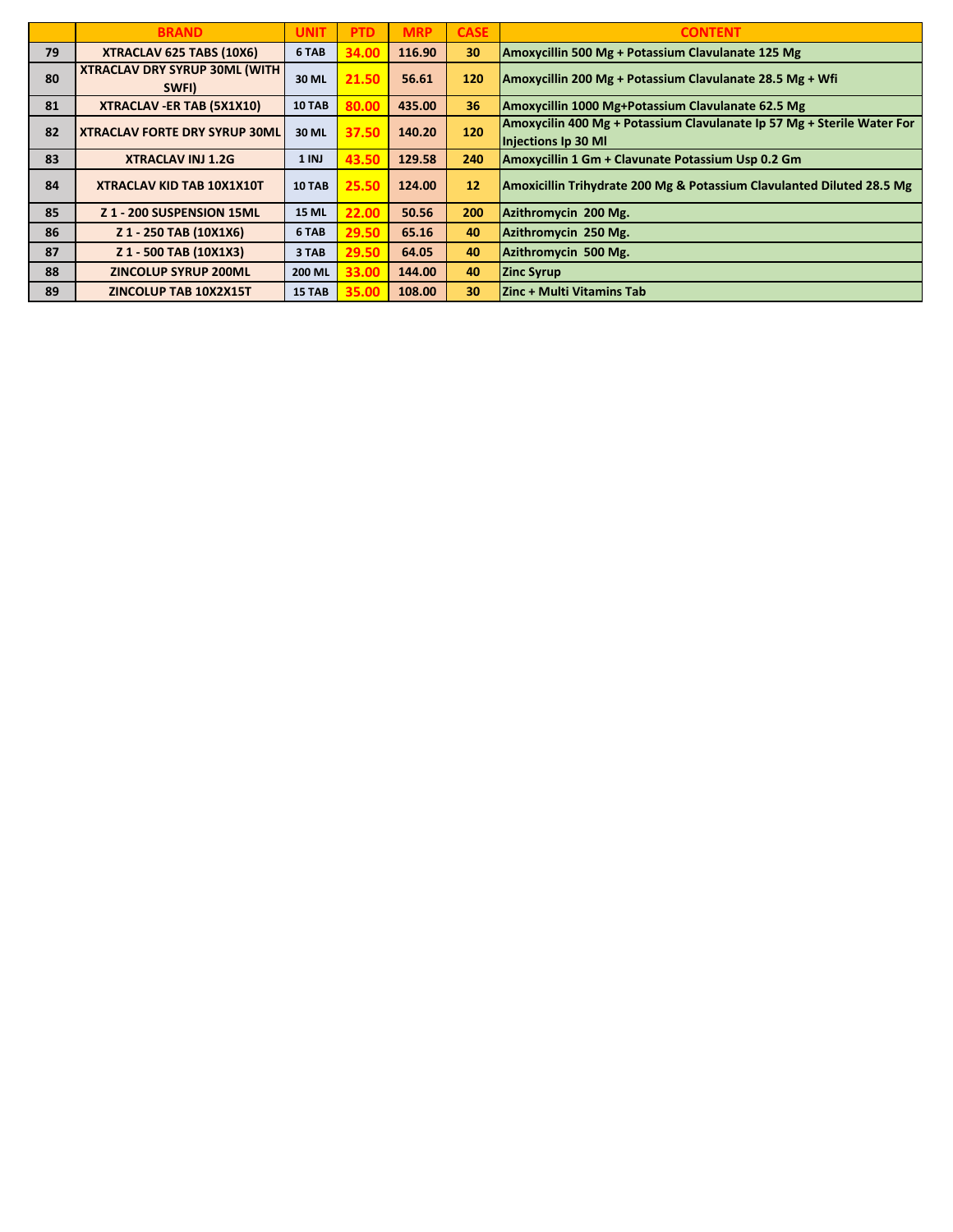| | BRAND | UNIT | PTD | MRP | CASE | CONTENT |
|---|---|---|---|---|---|---|
| 79 | XTRACLAV 625 TABS (10X6) | 6 TAB | 34.00 | 116.90 | 30 | Amoxycillin 500 Mg + Potassium Clavulanate 125 Mg |
| 80 | XTRACLAV DRY SYRUP 30ML (WITH SWFI) | 30 ML | 21.50 | 56.61 | 120 | Amoxycillin 200 Mg + Potassium Clavulanate 28.5 Mg + Wfi |
| 81 | XTRACLAV -ER TAB (5X1X10) | 10 TAB | 80.00 | 435.00 | 36 | Amoxycillin 1000 Mg+Potassium Clavulanate 62.5 Mg |
| 82 | XTRACLAV FORTE DRY SYRUP 30ML | 30 ML | 37.50 | 140.20 | 120 | Amoxycilin 400 Mg + Potassium Clavulanate Ip 57 Mg + Sterile Water For Injections Ip 30 Ml |
| 83 | XTRACLAV INJ 1.2G | 1 INJ | 43.50 | 129.58 | 240 | Amoxycillin 1 Gm + Clavunate Potassium Usp 0.2 Gm |
| 84 | XTRACLAV KID TAB 10X1X10T | 10 TAB | 25.50 | 124.00 | 12 | Amoxicillin Trihydrate 200 Mg & Potassium Clavulanted Diluted 28.5 Mg |
| 85 | Z 1 - 200 SUSPENSION 15ML | 15 ML | 22.00 | 50.56 | 200 | Azithromycin 200 Mg. |
| 86 | Z 1 - 250 TAB (10X1X6) | 6 TAB | 29.50 | 65.16 | 40 | Azithromycin 250 Mg. |
| 87 | Z 1 - 500 TAB (10X1X3) | 3 TAB | 29.50 | 64.05 | 40 | Azithromycin 500 Mg. |
| 88 | ZINCOLUP SYRUP 200ML | 200 ML | 33.00 | 144.00 | 40 | Zinc Syrup |
| 89 | ZINCOLUP TAB 10X2X15T | 15 TAB | 35.00 | 108.00 | 30 | Zinc + Multi Vitamins Tab |